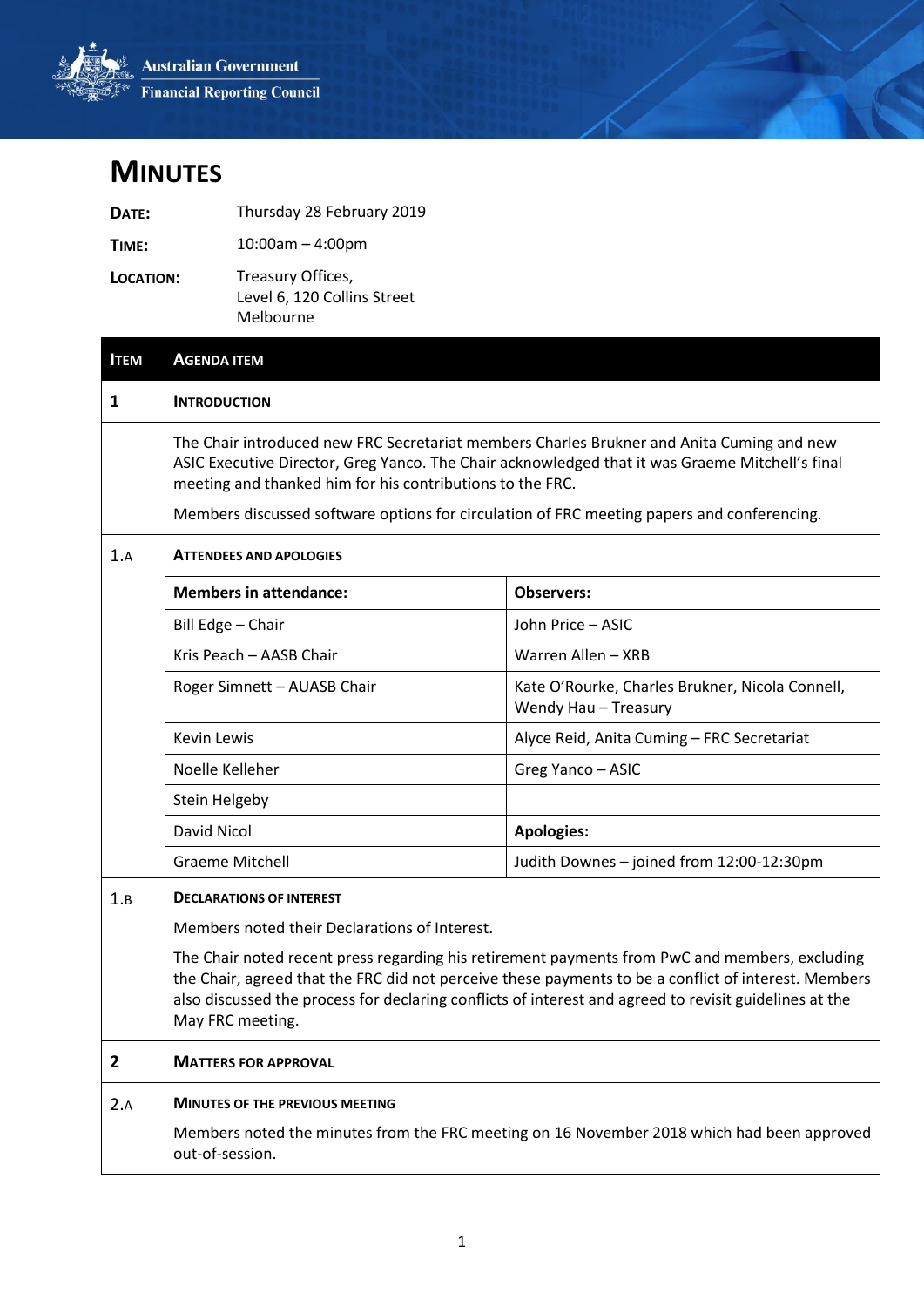Australian Government
Financial Reporting Council

# MINUTES

**DATE:** Thursday 28 February 2019

**TIME:** 10:00am – 4:00pm

**LOCATION:** Treasury Offices, Level 6, 120 Collins Street Melbourne

| ITEM | AGENDA ITEM |
|---|---|
| **1** | **INTRODUCTION** |
| | The Chair introduced new FRC Secretariat members Charles Brukner and Anita Cuming and new ASIC Executive Director, Greg Yanco. The Chair acknowledged that it was Graeme Mitchell's final meeting and thanked him for his contributions to the FRC.<br><br>Members discussed software options for circulation of FRC meeting papers and conferencing. |
| 1.A | **ATTENDEES AND APOLOGIES** |

| Members in attendance: | Observers: |
|---|---|
| Bill Edge – Chair | John Price – ASIC |
| Kris Peach – AASB Chair | Warren Allen – XRB |
| Roger Simnett – AUASB Chair | Kate O'Rourke, Charles Brukner, Nicola Connell, Wendy Hau – Treasury |
| Kevin Lewis | Alyce Reid, Anita Cuming – FRC Secretariat |
| Noelle Kelleher | Greg Yanco – ASIC |
| Stein Helgeby | |
| David Nicol | **Apologies:** |
| Graeme Mitchell | Judith Downes – joined from 12:00-12:30pm |

| ITEM | AGENDA ITEM |
|---|---|
| 1.B | **DECLARATIONS OF INTEREST**<br><br>Members noted their Declarations of Interest.<br><br>The Chair noted recent press regarding his retirement payments from PwC and members, excluding the Chair, agreed that the FRC did not perceive these payments to be a conflict of interest. Members also discussed the process for declaring conflicts of interest and agreed to revisit guidelines at the May FRC meeting. |
| **2** | **MATTERS FOR APPROVAL** |
| 2.A | **MINUTES OF THE PREVIOUS MEETING**<br><br>Members noted the minutes from the FRC meeting on 16 November 2018 which had been approved out-of-session. |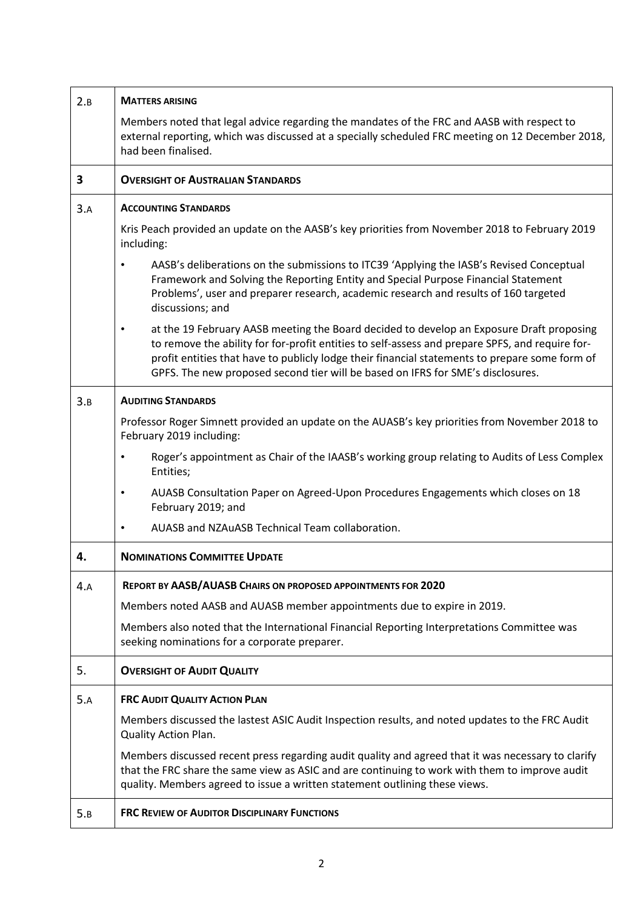| | |
|---|---|
| 2.B | **MATTERS ARISING**<br><br>Members noted that legal advice regarding the mandates of the FRC and AASB with respect to external reporting, which was discussed at a specially scheduled FRC meeting on 12 December 2018, had been finalised. |
| **3** | **OVERSIGHT OF AUSTRALIAN STANDARDS** |
| 3.A | **ACCOUNTING STANDARDS**<br><br>Kris Peach provided an update on the AASB's key priorities from November 2018 to February 2019 including:<br><br>• AASB's deliberations on the submissions to ITC39 'Applying the IASB's Revised Conceptual Framework and Solving the Reporting Entity and Special Purpose Financial Statement Problems', user and preparer research, academic research and results of 160 targeted discussions; and<br><br>• at the 19 February AASB meeting the Board decided to develop an Exposure Draft proposing to remove the ability for for-profit entities to self-assess and prepare SPFS, and require for-profit entities that have to publicly lodge their financial statements to prepare some form of GPFS. The new proposed second tier will be based on IFRS for SME's disclosures. |
| 3.B | **AUDITING STANDARDS**<br><br>Professor Roger Simnett provided an update on the AUASB's key priorities from November 2018 to February 2019 including:<br><br>• Roger's appointment as Chair of the IAASB's working group relating to Audits of Less Complex Entities;<br><br>• AUASB Consultation Paper on Agreed-Upon Procedures Engagements which closes on 18 February 2019; and<br><br>• AUASB and NZAuASB Technical Team collaboration. |
| **4.** | **NOMINATIONS COMMITTEE UPDATE** |
| 4.A | **REPORT BY AASB/AUASB CHAIRS ON PROPOSED APPOINTMENTS FOR 2020**<br><br>Members noted AASB and AUASB member appointments due to expire in 2019.<br><br>Members also noted that the International Financial Reporting Interpretations Committee was seeking nominations for a corporate preparer. |
| 5. | **OVERSIGHT OF AUDIT QUALITY** |
| 5.A | **FRC AUDIT QUALITY ACTION PLAN**<br><br>Members discussed the lastest ASIC Audit Inspection results, and noted updates to the FRC Audit Quality Action Plan.<br><br>Members discussed recent press regarding audit quality and agreed that it was necessary to clarify that the FRC share the same view as ASIC and are continuing to work with them to improve audit quality. Members agreed to issue a written statement outlining these views. |
| 5.B | **FRC REVIEW OF AUDITOR DISCIPLINARY FUNCTIONS** |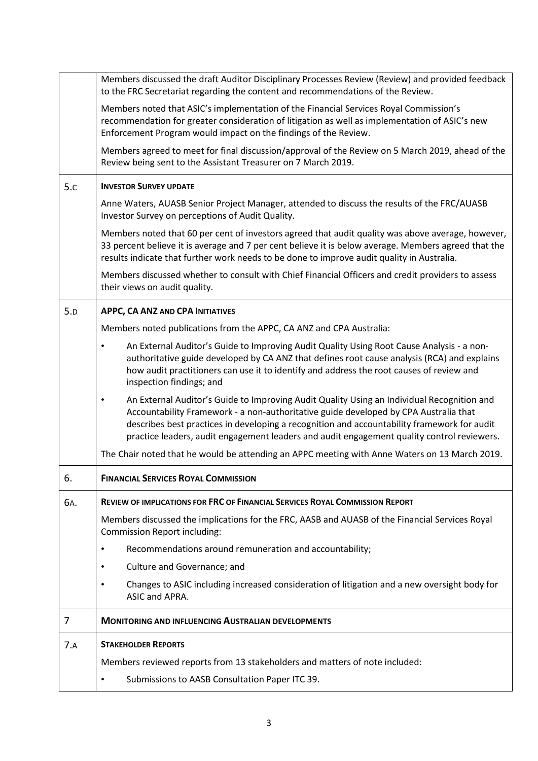| | |
|---|---|
| | Members discussed the draft Auditor Disciplinary Processes Review (Review) and provided feedback to the FRC Secretariat regarding the content and recommendations of the Review.<br><br>Members noted that ASIC's implementation of the Financial Services Royal Commission's recommendation for greater consideration of litigation as well as implementation of ASIC's new Enforcement Program would impact on the findings of the Review.<br><br>Members agreed to meet for final discussion/approval of the Review on 5 March 2019, ahead of the Review being sent to the Assistant Treasurer on 7 March 2019. |
| 5.C | **INVESTOR SURVEY UPDATE**<br><br>Anne Waters, AUASB Senior Project Manager, attended to discuss the results of the FRC/AUASB Investor Survey on perceptions of Audit Quality.<br><br>Members noted that 60 per cent of investors agreed that audit quality was above average, however, 33 percent believe it is average and 7 per cent believe it is below average. Members agreed that the results indicate that further work needs to be done to improve audit quality in Australia.<br><br>Members discussed whether to consult with Chief Financial Officers and credit providers to assess their views on audit quality. |
| 5.D | **APPC, CA ANZ AND CPA INITIATIVES**<br><br>Members noted publications from the APPC, CA ANZ and CPA Australia:<br><br>• An External Auditor's Guide to Improving Audit Quality Using Root Cause Analysis - a non-authoritative guide developed by CA ANZ that defines root cause analysis (RCA) and explains how audit practitioners can use it to identify and address the root causes of review and inspection findings; and<br><br>• An External Auditor's Guide to Improving Audit Quality Using an Individual Recognition and Accountability Framework - a non-authoritative guide developed by CPA Australia that describes best practices in developing a recognition and accountability framework for audit practice leaders, audit engagement leaders and audit engagement quality control reviewers.<br><br>The Chair noted that he would be attending an APPC meeting with Anne Waters on 13 March 2019. |
| 6. | **FINANCIAL SERVICES ROYAL COMMISSION** |
| 6A. | **REVIEW OF IMPLICATIONS FOR FRC OF FINANCIAL SERVICES ROYAL COMMISSION REPORT**<br><br>Members discussed the implications for the FRC, AASB and AUASB of the Financial Services Royal Commission Report including:<br><br>• Recommendations around remuneration and accountability;<br><br>• Culture and Governance; and<br><br>• Changes to ASIC including increased consideration of litigation and a new oversight body for ASIC and APRA. |
| 7 | **MONITORING AND INFLUENCING AUSTRALIAN DEVELOPMENTS** |
| 7.A | **STAKEHOLDER REPORTS**<br><br>Members reviewed reports from 13 stakeholders and matters of note included:<br><br>• Submissions to AASB Consultation Paper ITC 39. |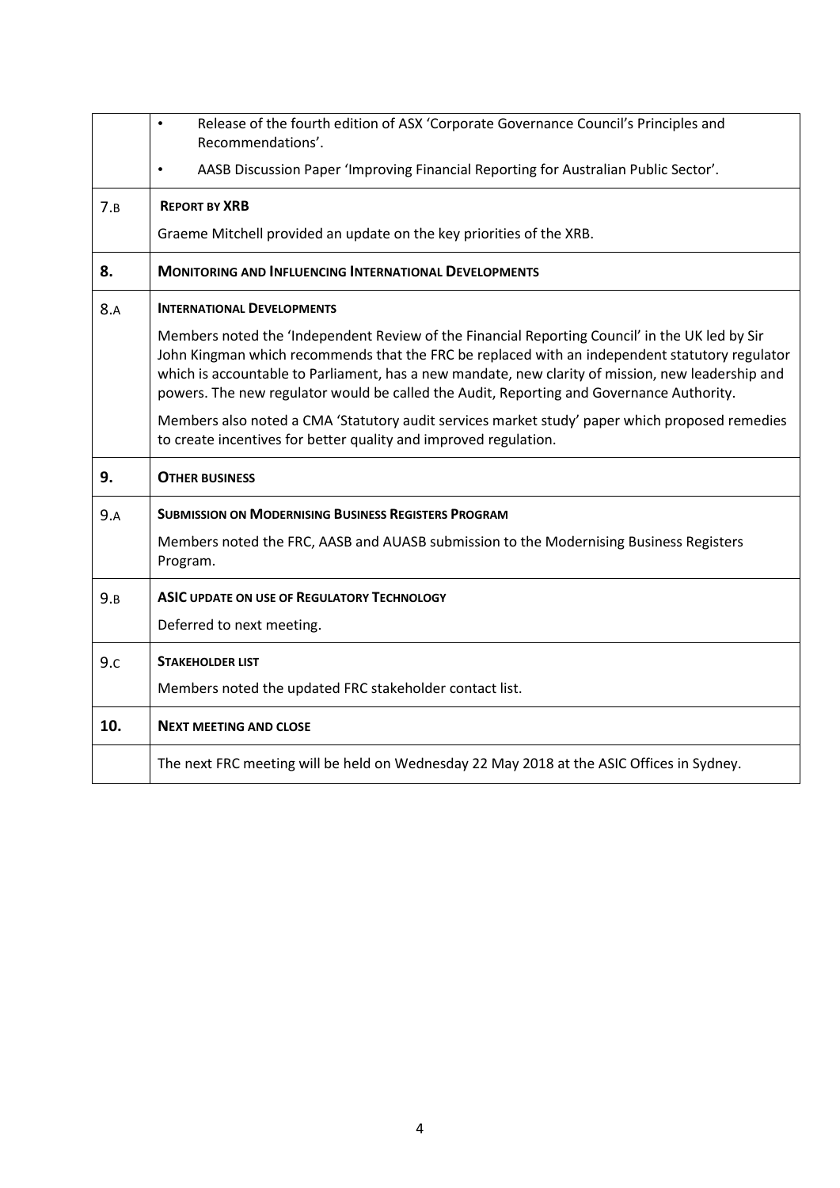| | |
|---|---|
| | • Release of the fourth edition of ASX 'Corporate Governance Council's Principles and Recommendations'.<br>• AASB Discussion Paper 'Improving Financial Reporting for Australian Public Sector'. |
| 7.B | **REPORT BY XRB**<br>Graeme Mitchell provided an update on the key priorities of the XRB. |
| **8.** | **MONITORING AND INFLUENCING INTERNATIONAL DEVELOPMENTS** |
| 8.A | **INTERNATIONAL DEVELOPMENTS**<br>Members noted the 'Independent Review of the Financial Reporting Council' in the UK led by Sir John Kingman which recommends that the FRC be replaced with an independent statutory regulator which is accountable to Parliament, has a new mandate, new clarity of mission, new leadership and powers. The new regulator would be called the Audit, Reporting and Governance Authority.<br>Members also noted a CMA 'Statutory audit services market study' paper which proposed remedies to create incentives for better quality and improved regulation. |
| **9.** | **OTHER BUSINESS** |
| 9.A | **SUBMISSION ON MODERNISING BUSINESS REGISTERS PROGRAM**<br>Members noted the FRC, AASB and AUASB submission to the Modernising Business Registers Program. |
| 9.B | **ASIC UPDATE ON USE OF REGULATORY TECHNOLOGY**<br>Deferred to next meeting. |
| 9.C | **STAKEHOLDER LIST**<br>Members noted the updated FRC stakeholder contact list. |
| **10.** | **NEXT MEETING AND CLOSE** |
| | The next FRC meeting will be held on Wednesday 22 May 2018 at the ASIC Offices in Sydney. |